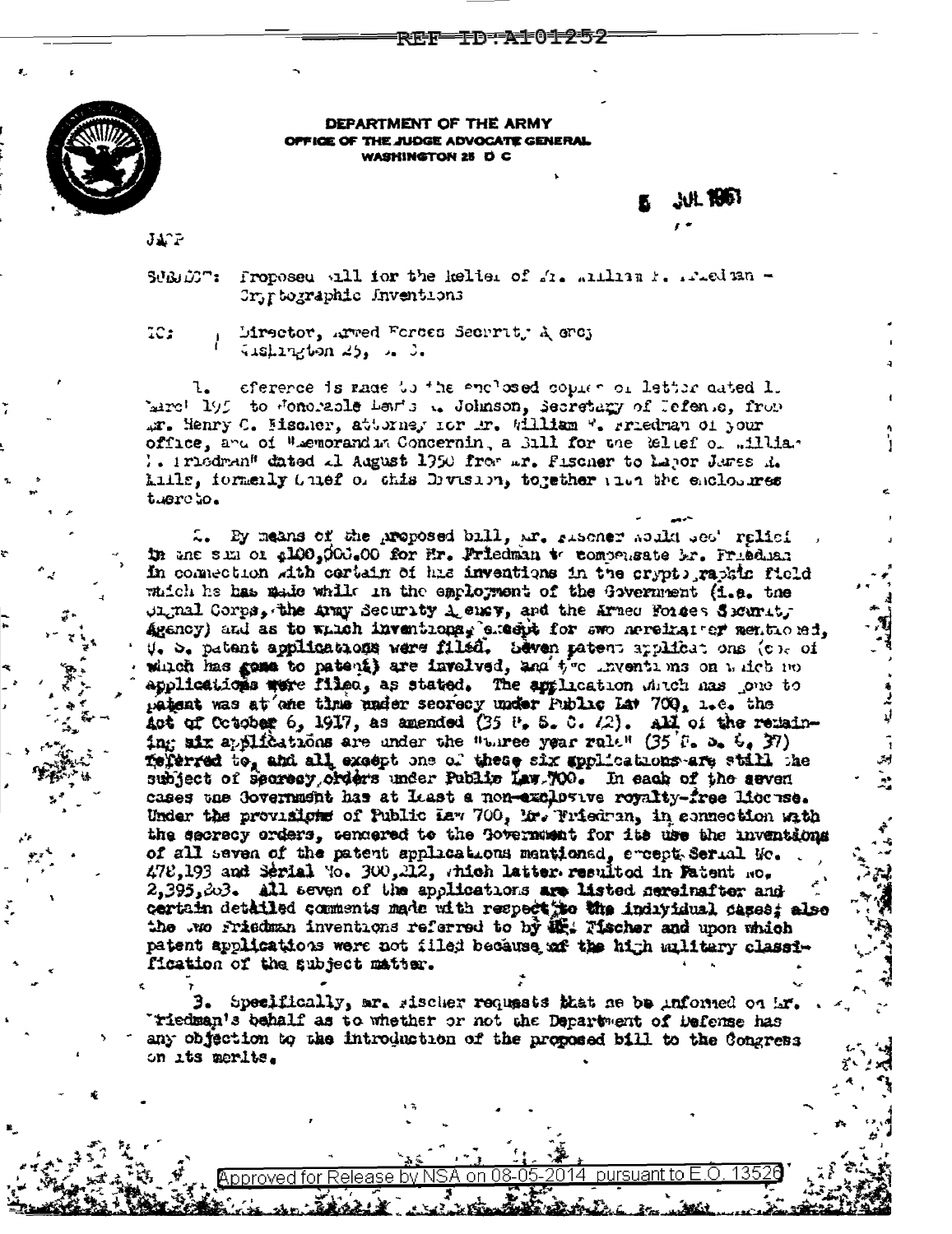REF ID:A101252

DEPARTMENT OF THE ARMY
OFFICE OF THE JUDGE ADVOCATE GENERAL
WASHINGTON 25 D C

5 JUL 1951

JAGP

SUBJECT: Proposed Bill for the Relief of Mr. William F. Friedman - Cryptographic Inventions

TO: Director, Armed Forces Security Agency
Washington 25, D. C.

1. Reference is made to the enclosed copies of letter dated 1 March 195_ to Honorable Louis A. Johnson, Secretary of Defense, from Mr. Henry C. Fischer, attorney for Mr. William F. Friedman of your office, and of "Memorandum Concerning a Bill for the Relief of William F. Friedman" dated 21 August 1950 from Mr. Fischer to Major James A. Mills, formerly Chief of this Division, together with the enclosures thereto.

2. By means of the proposed bill, Mr. Fischer would seek relief in the sum of $100,000.00 for Mr. Friedman to compensate Mr. Friedman in connection with certain of his inventions in the cryptographic field which he has made while in the employment of the Government (i.e. the Signal Corps, the Army Security Agency, and the Armed Forces Security Agency) and as to which inventions, except for two hereinafter mentioned, U. S. patent applications were filed. Seven patent applications (one of which has gone to patent) are involved, and two inventions on which no applications were filed, as stated. The application which has gone to patent was at one time under secrecy under Public Law 700, i.e. the Act of October 6, 1917, as amended (35 U. S. C. 42). All of the remaining six applications are under the "three year rule" (35 U. S. C. 37) referred to, and all except one of these six applications are still the subject of secrecy orders under Public Law 700. In each of the seven cases the Government has at least a non-exclusive royalty-free license. Under the provisions of Public Law 700, Mr. Friedman, in connection with the secrecy orders, tendered to the Government for its use the inventions of all seven of the patent applications mentioned, except Serial No. 478,193 and Serial No. 300,212, which latter resulted in Patent No. 2,395,863. All seven of the applications are listed hereinafter and certain detailed comments made with respect to the individual cases; also the two Friedman inventions referred to by Mr. Fischer and upon which patent applications were not filed because of the high military classification of the subject matter.

3. Specifically, Mr. Fischer requests that he be informed on Mr. Friedman's behalf as to whether or not the Department of Defense has any objection to the introduction of the proposed bill to the Congress on its merits.

Approved for Release by NSA on 08-05-2014 pursuant to E.O. 13526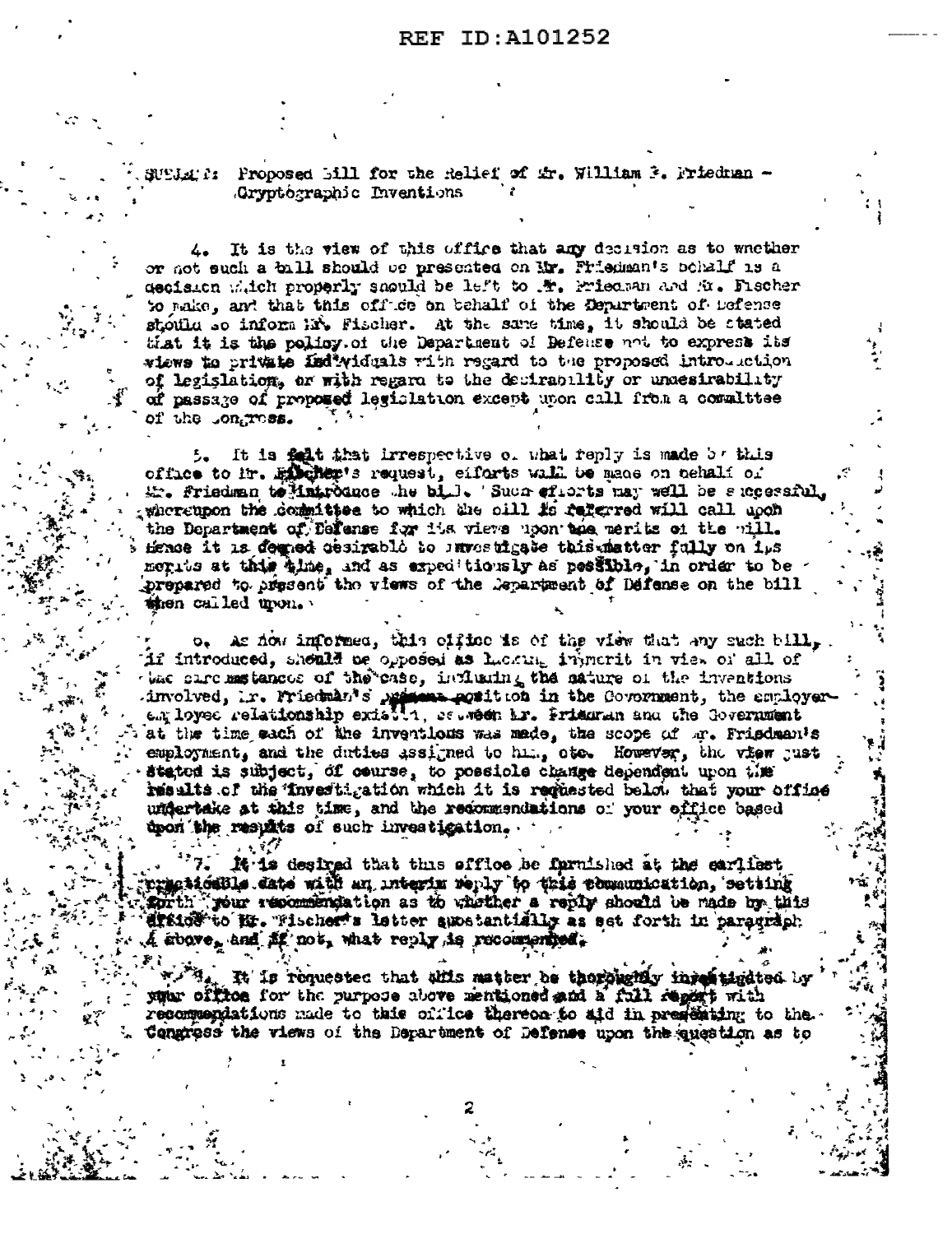SUBJECT: Proposed Bill for the Relief of Mr. William F. Friedman - Cryptographic Inventions

4. It is the view of this office that any decision as to whether or not such a bill should be presented on Mr. Friedman's behalf is a decision which properly should be left to Mr. Friedman and Mr. Fischer to make, and that this office on behalf of the Department of Defense should so inform Mr. Fischer. At the same time, it should be stated that it is the policy of the Department of Defense not to express its views to private individuals with regard to the proposed introduction of legislation, or with regard to the desirability or undesirability of passage of proposed legislation except upon call from a committee of the Congress.

5. It is felt that irrespective of what reply is made by this office to Mr. Fischer's request, efforts will be made on behalf of Mr. Friedman to introduce the bill. Such efforts may well be successful, whereupon the committee to which the bill is referred will call upon the Department of Defense for its views upon the merits of the bill. Hence it is deemed desirable to investigate this matter fully on its merits at this time, and as expeditiously as possible, in order to be prepared to present the views of the Department of Defense on the bill when called upon.

6. As now informed, this office is of the view that any such bill, if introduced, should be opposed as lacking in merit in view of all of the circumstances of the case, including the nature of the inventions involved, Mr. Friedman's present position in the Government, the employer-employee relationship existing between Mr. Friedman and the Government at the time each of the inventions was made, the scope of Mr. Friedman's employment, and the duties assigned to him, etc. However, the view just stated is subject, of course, to possible change dependent upon the results of the investigation which it is requested below that your office undertake at this time, and the recommendations of your office based upon the results of such investigation.

7. It is desired that this office be furnished at the earliest practicable date with an interim reply to this communication, setting forth your recommendation as to whether a reply should be made by this office to Mr. Fischer's letter substantially as set forth in paragraph 4 above, and if not, what reply is recommended.

8. It is requested that this matter be thoroughly investigated by your office for the purpose above mentioned and a full report with recommendations made to this office thereon to aid in presenting to the Congress the views of the Department of Defense upon the question as to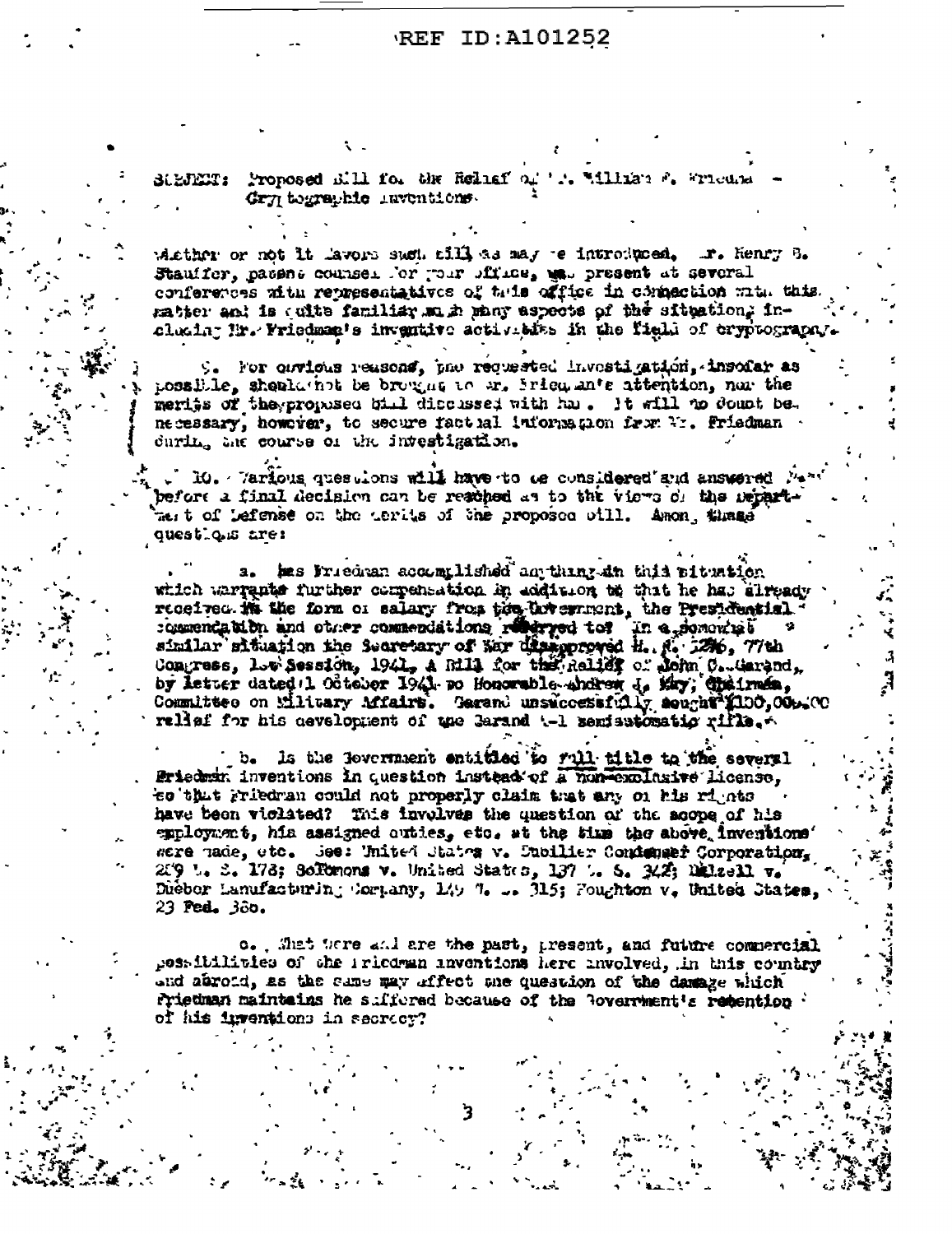SUBJECT: Proposed Bill for the Relief of Mr. William F. Friedman - Cryptographic Inventions

whether or not it favors such bill as may be introduced. Mr. Henry B. Stauffer, patent counsel for your office, was present at several conferences with representatives of this office in connection with this matter and is quite familiar with many aspects of the situation, including Mr. Friedman's inventive activities in the field of cryptography.

9. For obvious reasons, the requested investigation, insofar as possible, should not be brought to Mr. Friedman's attention, nor the merits of the proposed bill discussed with him. It will no doubt be necessary, however, to secure factual information from Mr. Friedman during the course of the investigation.

10. Various questions will have to be considered and answered before a final decision can be reached as to the views of the Department of Defense on the merits of the proposed bill. Among these questions are:

a. Has Friedman accomplished anything in this situation which warrants further compensation in addition to that he has already received in the form of salary from the Government, the Presidential commendation and other commendations referred to? In a somewhat similar situation the Secretary of War disapproved H. R. 3296, 77th Congress, 1st Session, 1941, A Bill for the Relief of John C. Garand, by letter dated 1 October 1941 to Honorable Andrew J. May, Chairman, Committee on Military Affairs. Garand unsuccessfully sought $100,000.00 relief for his development of the Garand M-1 semiautomatic rifle.

b. Is the Government entitled to full title to the several Friedman inventions in question instead of a non-exclusive license, so that Friedman could not properly claim that any of his rights have been violated? This involves the question of the scope of his employment, his assigned duties, etc. at the time the above inventions were made, etc. See: United States v. Dubilier Condenser Corporation, 289 U. S. 178; Solomons v. United States, 137 U. S. 342; Dalzell v. Dueber Manufacturing Company, 149 U. S. 315; Houghton v. United States, 23 Fed. 386.

c. What were and are the past, present, and future commercial possibilities of the Friedman inventions here involved, in this country and abroad, as the same may affect the question of the damage which Friedman maintains he suffered because of the Government's retention of his inventions in secrecy?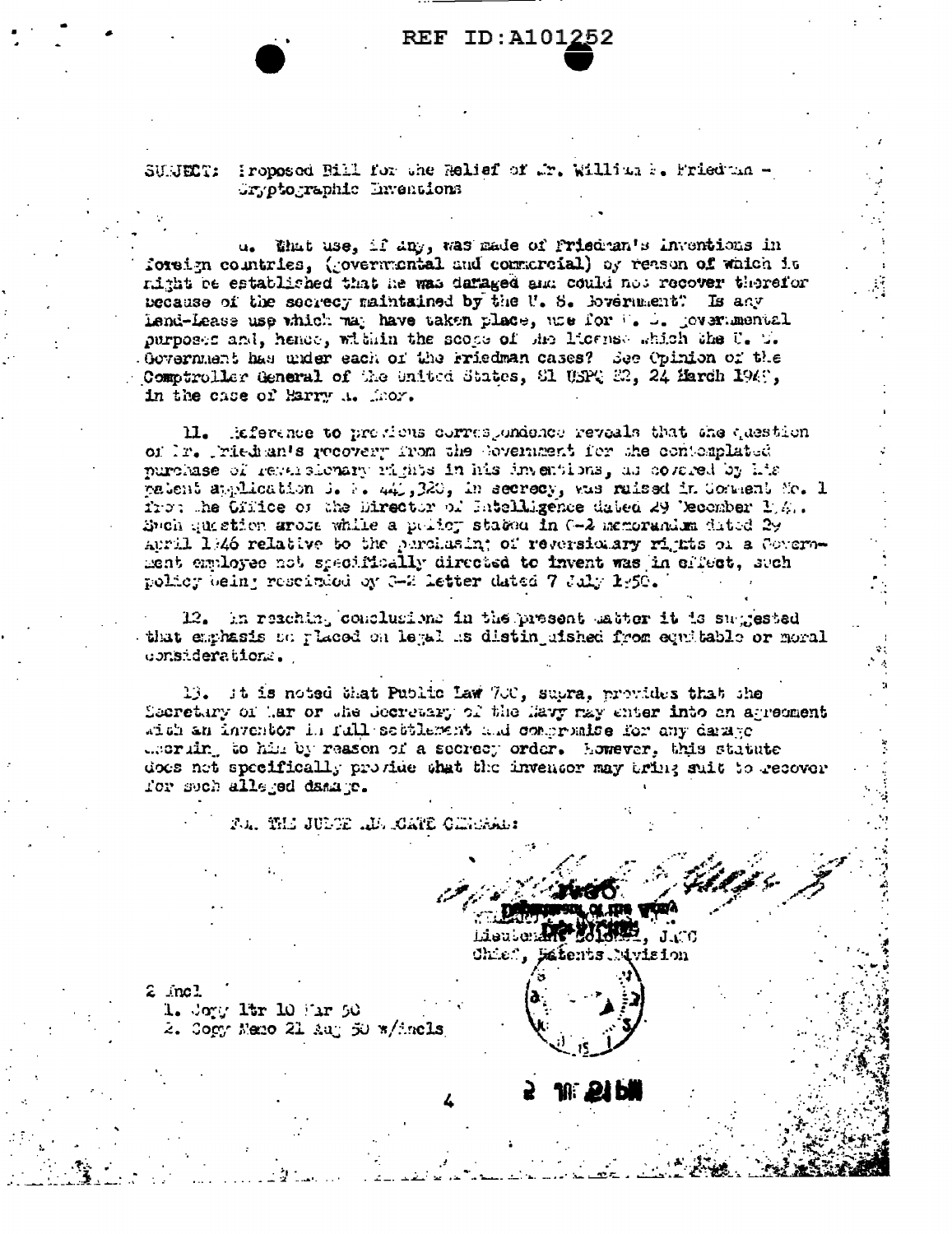REF ID:A101252

SUBJECT: Proposed Bill for the Relief of Mr. William F. Friedman - Cryptographic Inventions

u. What use, if any, was made of Friedman's inventions in foreign countries, (governmental and commercial) by reason of which it might be established that he was damaged and could not recover therefor because of the secrecy maintained by the U. S. Government? Is any Lend-Lease use which may have taken place, use for U. S. governmental purposes and, hence, within the scope of the license which the U. S. Government has under each of the Friedman cases? See Opinion of the Comptroller General of the United States, 81 USPQ 22, 24 March 1949, in the case of Harry A. Knox.

11. Reference to previous correspondence reveals that the question of Mr. Friedman's recovery from the Government for the contemplated purchase of reversionary rights in his inventions, as covered by his patent application S. N. 442,320, in secrecy, was raised in Comment No. 1 from the Office of the Director of Intelligence dated 29 December 1949. Such question arose while a policy stated in G-2 memorandum dated 29 April 1946 relative to the purchasing of reversionary rights of a Government employee not specifically directed to invent was in effect, such policy being rescinded by G-2 letter dated 7 July 1950.

12. In reaching conclusions in the present matter it is suggested that emphasis be placed on legal as distinguished from equitable or moral considerations.

13. It is noted that Public Law 700, supra, provides that the Secretary of War or the Secretary of the Navy may enter into an agreement with an inventor in full settlement and compromise for any damage accruing to him by reason of a secrecy order. However, this statute does not specifically provide that the inventor may bring suit to recover for such alleged damage.

FOR THE JUDGE ADVOCATE GENERAL:

Lieutenant Colonel, JAGC
Chief, Patents Division

2 Incl
1. Copy ltr 10 Mar 50
2. Copy Memo 21 Aug 50 w/incls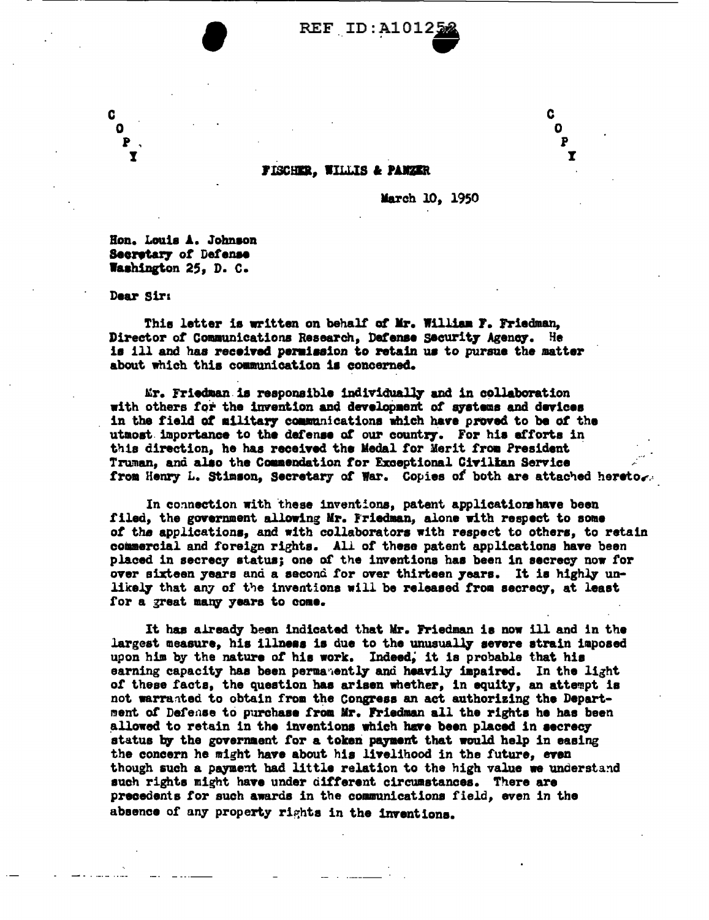REF ID:A101252

COPY

COPY

FISCHER, WILLIS & PANZER

March 10, 1950

Hon. Louis A. Johnson
Secretary of Defense
Washington 25, D. C.

Dear Sir:

This letter is written on behalf of Mr. William F. Friedman, Director of Communications Research, Defense Security Agency. He is ill and has received permission to retain us to pursue the matter about which this communication is concerned.

Mr. Friedman is responsible individually and in collaboration with others for the invention and development of systems and devices in the field of military communications which have proved to be of the utmost importance to the defense of our country. For his efforts in this direction, he has received the Medal for Merit from President Truman, and also the Commendation for Exceptional Civilian Service from Henry L. Stimson, Secretary of War. Copies of both are attached hereto.

In connection with these inventions, patent applications have been filed, the government allowing Mr. Friedman, alone with respect to some of the applications, and with collaborators with respect to others, to retain commercial and foreign rights. All of these patent applications have been placed in secrecy status; one of the inventions has been in secrecy now for over sixteen years and a second for over thirteen years. It is highly unlikely that any of the inventions will be released from secrecy, at least for a great many years to come.

It has already been indicated that Mr. Friedman is now ill and in the largest measure, his illness is due to the unusually severe strain imposed upon him by the nature of his work. Indeed, it is probable that his earning capacity has been permanently and heavily impaired. In the light of these facts, the question has arisen whether, in equity, an attempt is not warranted to obtain from the Congress an act authorizing the Department of Defense to purchase from Mr. Friedman all the rights he has been allowed to retain in the inventions which have been placed in secrecy status by the government for a token payment that would help in easing the concern he might have about his livelihood in the future, even though such a payment had little relation to the high value we understand such rights might have under different circumstances. There are precedents for such awards in the communications field, even in the absence of any property rights in the inventions.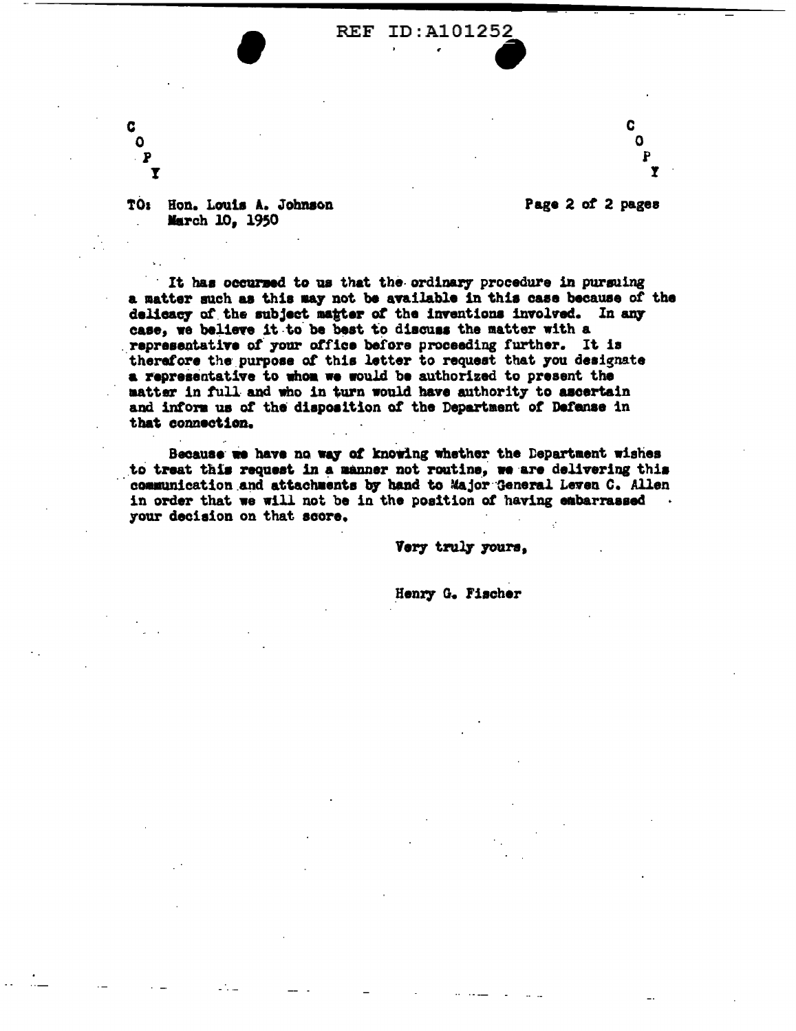REF ID:A101252

C
O
P
Y

C
O
P
Y

TO: Hon. Louis A. Johnson
March 10, 1950

Page 2 of 2 pages

It has occurred to us that the ordinary procedure in pursuing a matter such as this may not be available in this case because of the delicacy of the subject matter of the inventions involved. In any case, we believe it to be best to discuss the matter with a representative of your office before proceeding further. It is therefore the purpose of this letter to request that you designate a representative to whom we would be authorized to present the matter in full and who in turn would have authority to ascertain and inform us of the disposition of the Department of Defense in that connection.

Because we have no way of knowing whether the Department wishes to treat this request in a manner not routine, we are delivering this communication and attachments by hand to Major General Leven C. Allen in order that we will not be in the position of having embarrassed your decision on that score.

Very truly yours,

Henry G. Fischer